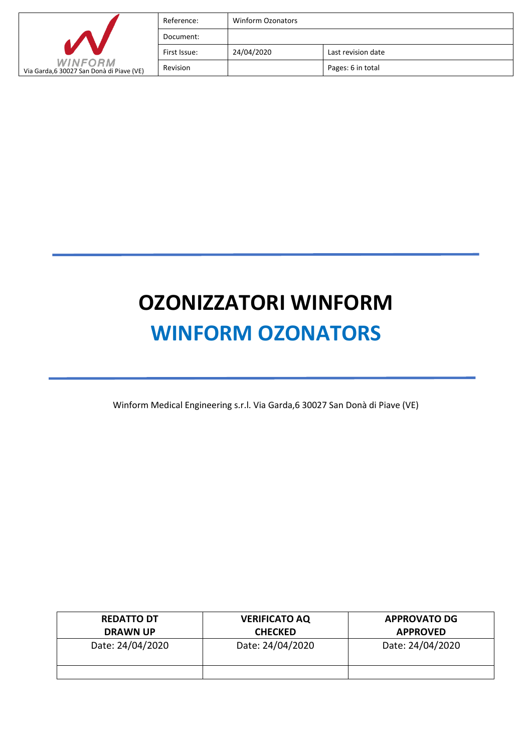| WINFORM<br>Via Garda,6 30027 San Donà di Piave (VE) | Reference: | Winform Ozonators | |
|---|---|---|---|
| | Document: | | |
| | First Issue: | 24/04/2020 | Last revision date |
| | Revision | | Pages: 6 in total |

# OZONIZZATORI WINFORM
# WINFORM OZONATORS

Winform Medical Engineering s.r.l. Via Garda,6 30027 San Donà di Piave (VE)

| REDATTO DT<br>DRAWN UP | VERIFICATO AQ<br>CHECKED | APPROVATO DG<br>APPROVED |
|---|---|---|
| Date: 24/04/2020 | Date: 24/04/2020 | Date: 24/04/2020 |
| | | |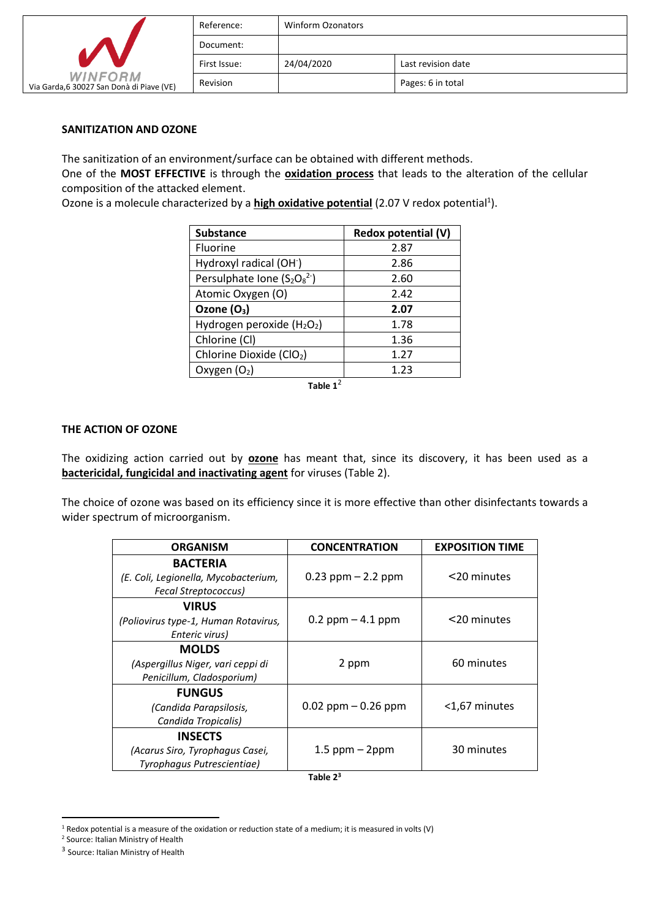## SANITIZATION AND OZONE

The sanitization of an environment/surface can be obtained with different methods.
One of the **MOST EFFECTIVE** is through the **oxidation process** that leads to the alteration of the cellular composition of the attacked element.
Ozone is a molecule characterized by a **high oxidative potential** (2.07 V redox potential[1]).

| Substance | Redox potential (V) |
| --- | --- |
| Fluorine | 2.87 |
| Hydroxyl radical ($OH^-$) | 2.86 |
| Persulphate Ione ($S_2O_8^{2-}$) | 2.60 |
| Atomic Oxygen (O) | 2.42 |
| **Ozone ($O_3$)** | **2.07** |
| Hydrogen peroxide ($H_2O_2$) | 1.78 |
| Chlorine (Cl) | 1.36 |
| Chlorine Dioxide ($ClO_2$) | 1.27 |
| Oxygen ($O_2$) | 1.23 |

**Table 1**[2]

## THE ACTION OF OZONE

The oxidizing action carried out by **ozone** has meant that, since its discovery, it has been used as a **bactericidal, fungicidal and inactivating agent** for viruses (Table 2).

The choice of ozone was based on its efficiency since it is more effective than other disinfectants towards a wider spectrum of microorganism.

| ORGANISM | CONCENTRATION | EXPOSITION TIME |
| --- | --- | --- |
| **BACTERIA** *(E. Coli, Legionella, Mycobacterium, Fecal Streptococcus)* | 0.23 ppm – 2.2 ppm | <20 minutes |
| **VIRUS** *(Poliovirus type-1, Human Rotavirus, Enteric virus)* | 0.2 ppm – 4.1 ppm | <20 minutes |
| **MOLDS** *(Aspergillus Niger, vari ceppi di Penicillum, Cladosporium)* | 2 ppm | 60 minutes |
| **FUNGUS** *(Candida Parapsilosis, Candida Tropicalis)* | 0.02 ppm – 0.26 ppm | <1,67 minutes |
| **INSECTS** *(Acarus Siro, Tyrophagus Casei, Tyrophagus Putrescientiae)* | 1.5 ppm – 2ppm | 30 minutes |

**Table 2**[3]

---

[1] Redox potential is a measure of the oxidation or reduction state of a medium; it is measured in volts (V)

[2] Source: Italian Ministry of Health

[3] Source: Italian Ministry of Health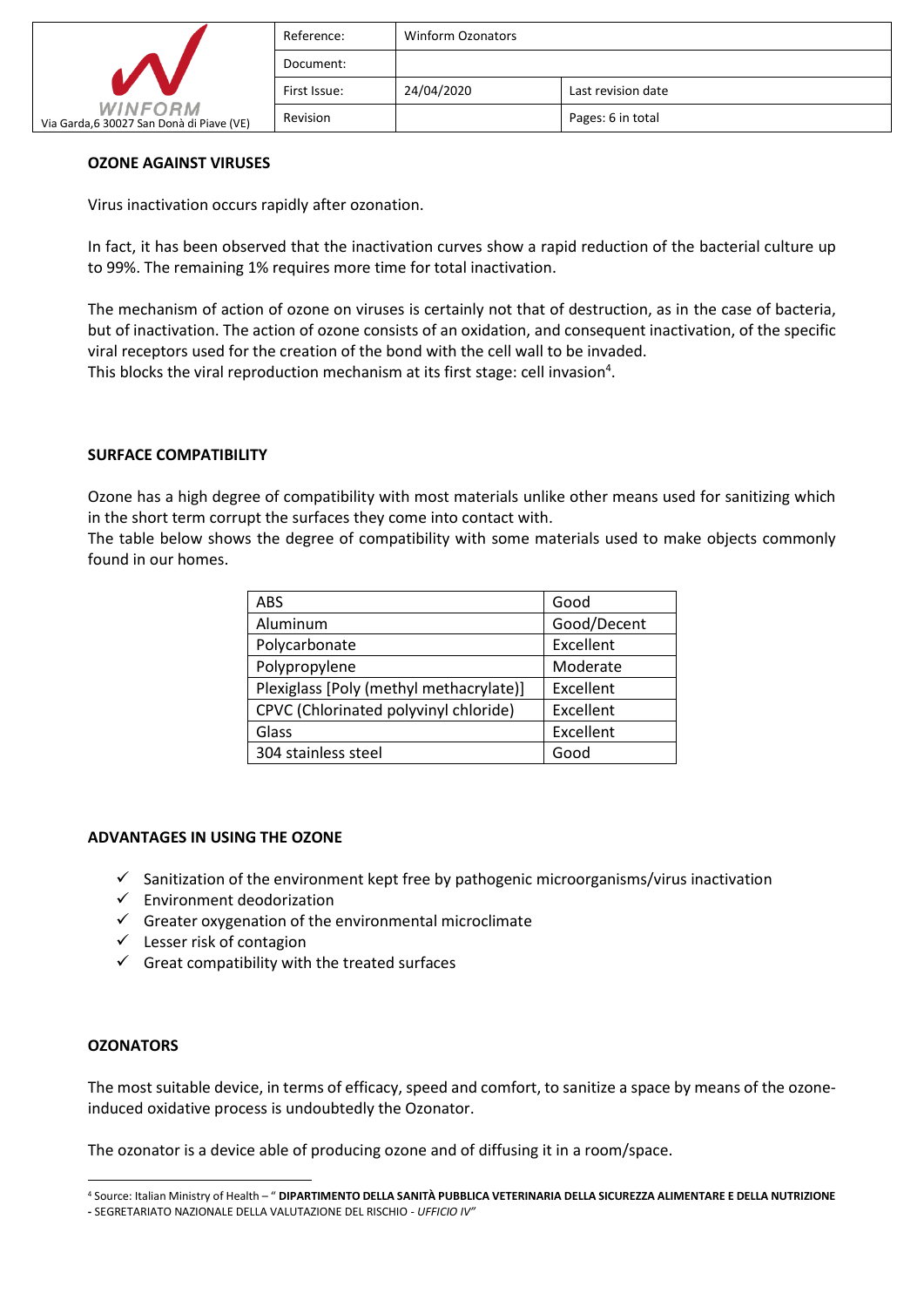**OZONE AGAINST VIRUSES**

Virus inactivation occurs rapidly after ozonation.

In fact, it has been observed that the inactivation curves show a rapid reduction of the bacterial culture up to 99%. The remaining 1% requires more time for total inactivation.

The mechanism of action of ozone on viruses is certainly not that of destruction, as in the case of bacteria, but of inactivation. The action of ozone consists of an oxidation, and consequent inactivation, of the specific viral receptors used for the creation of the bond with the cell wall to be invaded.
This blocks the viral reproduction mechanism at its first stage: cell invasion[4].

**SURFACE COMPATIBILITY**

Ozone has a high degree of compatibility with most materials unlike other means used for sanitizing which in the short term corrupt the surfaces they come into contact with.
The table below shows the degree of compatibility with some materials used to make objects commonly found in our homes.

| Material | Compatibility |
|---|---|
| ABS | Good |
| Aluminum | Good/Decent |
| Polycarbonate | Excellent |
| Polypropylene | Moderate |
| Plexiglass [Poly (methyl methacrylate)] | Excellent |
| CPVC (Chlorinated polyvinyl chloride) | Excellent |
| Glass | Excellent |
| 304 stainless steel | Good |

**ADVANTAGES IN USING THE OZONE**

- ✓ Sanitization of the environment kept free by pathogenic microorganisms/virus inactivation
- ✓ Environment deodorization
- ✓ Greater oxygenation of the environmental microclimate
- ✓ Lesser risk of contagion
- ✓ Great compatibility with the treated surfaces

**OZONATORS**

The most suitable device, in terms of efficacy, speed and comfort, to sanitize a space by means of the ozone-induced oxidative process is undoubtedly the Ozonator.

The ozonator is a device able of producing ozone and of diffusing it in a room/space.

---

[4] Source: Italian Ministry of Health – " **DIPARTIMENTO DELLA SANITÀ PUBBLICA VETERINARIA DELLA SICUREZZA ALIMENTARE E DELLA NUTRIZIONE -** SEGRETARIATO NAZIONALE DELLA VALUTAZIONE DEL RISCHIO - *UFFICIO IV"*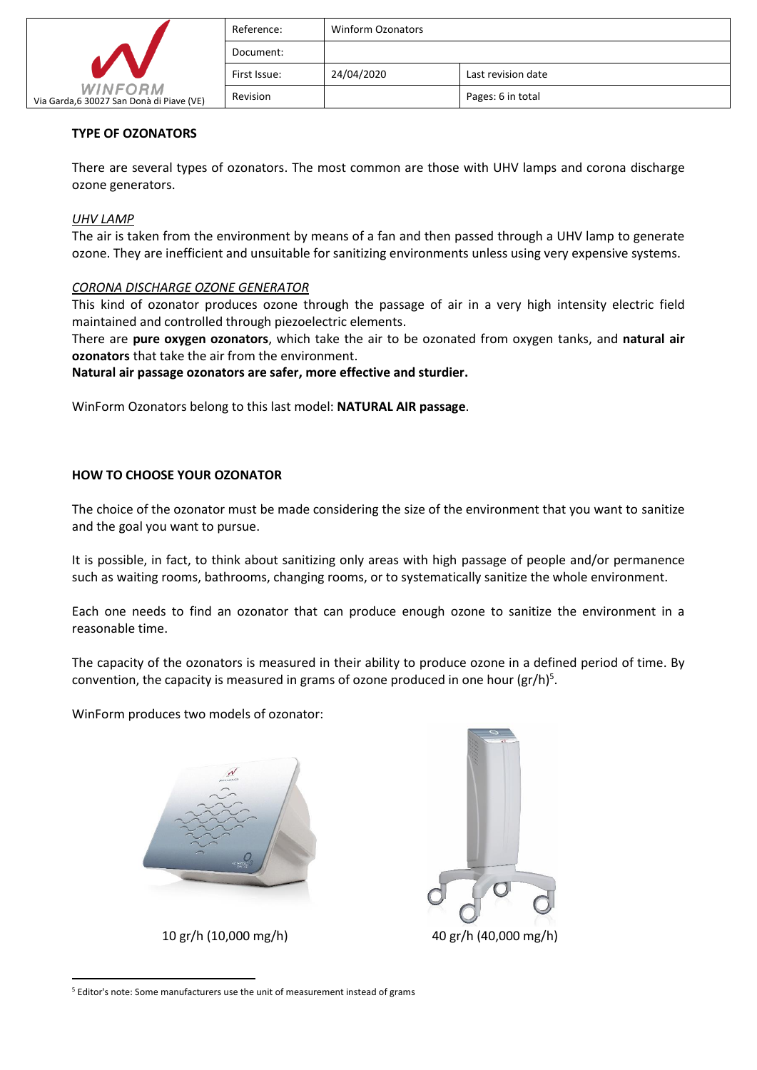**TYPE OF OZONATORS**

There are several types of ozonators. The most common are those with UHV lamps and corona discharge ozone generators.

*UHV LAMP*

The air is taken from the environment by means of a fan and then passed through a UHV lamp to generate ozone. They are inefficient and unsuitable for sanitizing environments unless using very expensive systems.

*CORONA DISCHARGE OZONE GENERATOR*

This kind of ozonator produces ozone through the passage of air in a very high intensity electric field maintained and controlled through piezoelectric elements.

There are **pure oxygen ozonators**, which take the air to be ozonated from oxygen tanks, and **natural air ozonators** that take the air from the environment.

**Natural air passage ozonators are safer, more effective and sturdier.**

WinForm Ozonators belong to this last model: **NATURAL AIR passage**.

**HOW TO CHOOSE YOUR OZONATOR**

The choice of the ozonator must be made considering the size of the environment that you want to sanitize and the goal you want to pursue.

It is possible, in fact, to think about sanitizing only areas with high passage of people and/or permanence such as waiting rooms, bathrooms, changing rooms, or to systematically sanitize the whole environment.

Each one needs to find an ozonator that can produce enough ozone to sanitize the environment in a reasonable time.

The capacity of the ozonators is measured in their ability to produce ozone in a defined period of time. By convention, the capacity is measured in grams of ozone produced in one hour (gr/h)[5].

WinForm produces two models of ozonator:

10 gr/h (10,000 mg/h)

40 gr/h (40,000 mg/h)

[5] Editor's note: Some manufacturers use the unit of measurement instead of grams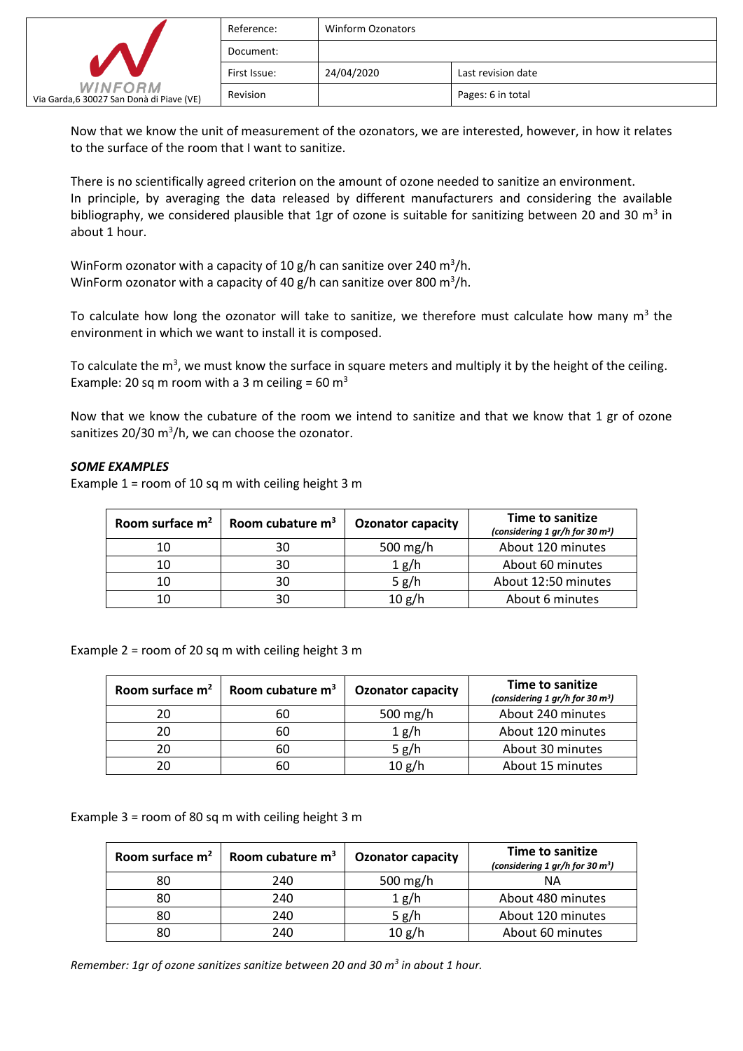Now that we know the unit of measurement of the ozonators, we are interested, however, in how it relates to the surface of the room that I want to sanitize.

There is no scientifically agreed criterion on the amount of ozone needed to sanitize an environment.
In principle, by averaging the data released by different manufacturers and considering the available bibliography, we considered plausible that 1gr of ozone is suitable for sanitizing between 20 and 30 $m^3$ in about 1 hour.

WinForm ozonator with a capacity of 10 g/h can sanitize over 240 $m^3$/h.
WinForm ozonator with a capacity of 40 g/h can sanitize over 800 $m^3$/h.

To calculate how long the ozonator will take to sanitize, we therefore must calculate how many $m^3$ the environment in which we want to install it is composed.

To calculate the $m^3$, we must know the surface in square meters and multiply it by the height of the ceiling.
Example: 20 sq m room with a 3 m ceiling = 60 $m^3$

Now that we know the cubature of the room we intend to sanitize and that we know that 1 gr of ozone sanitizes 20/30 $m^3$/h, we can choose the ozonator.

***SOME EXAMPLES***

Example 1 = room of 10 sq m with ceiling height 3 m

| Room surface $m^2$ | Room cubature $m^3$ | Ozonator capacity | Time to sanitize *(considering 1 gr/h for 30 $m^3$)* |
|---|---|---|---|
| 10 | 30 | 500 mg/h | About 120 minutes |
| 10 | 30 | 1 g/h | About 60 minutes |
| 10 | 30 | 5 g/h | About 12:50 minutes |
| 10 | 30 | 10 g/h | About 6 minutes |

Example 2 = room of 20 sq m with ceiling height 3 m

| Room surface $m^2$ | Room cubature $m^3$ | Ozonator capacity | Time to sanitize *(considering 1 gr/h for 30 $m^3$)* |
|---|---|---|---|
| 20 | 60 | 500 mg/h | About 240 minutes |
| 20 | 60 | 1 g/h | About 120 minutes |
| 20 | 60 | 5 g/h | About 30 minutes |
| 20 | 60 | 10 g/h | About 15 minutes |

Example 3 = room of 80 sq m with ceiling height 3 m

| Room surface $m^2$ | Room cubature $m^3$ | Ozonator capacity | Time to sanitize *(considering 1 gr/h for 30 $m^3$)* |
|---|---|---|---|
| 80 | 240 | 500 mg/h | NA |
| 80 | 240 | 1 g/h | About 480 minutes |
| 80 | 240 | 5 g/h | About 120 minutes |
| 80 | 240 | 10 g/h | About 60 minutes |

*Remember: 1gr of ozone sanitizes sanitize between 20 and 30 $m^3$ in about 1 hour.*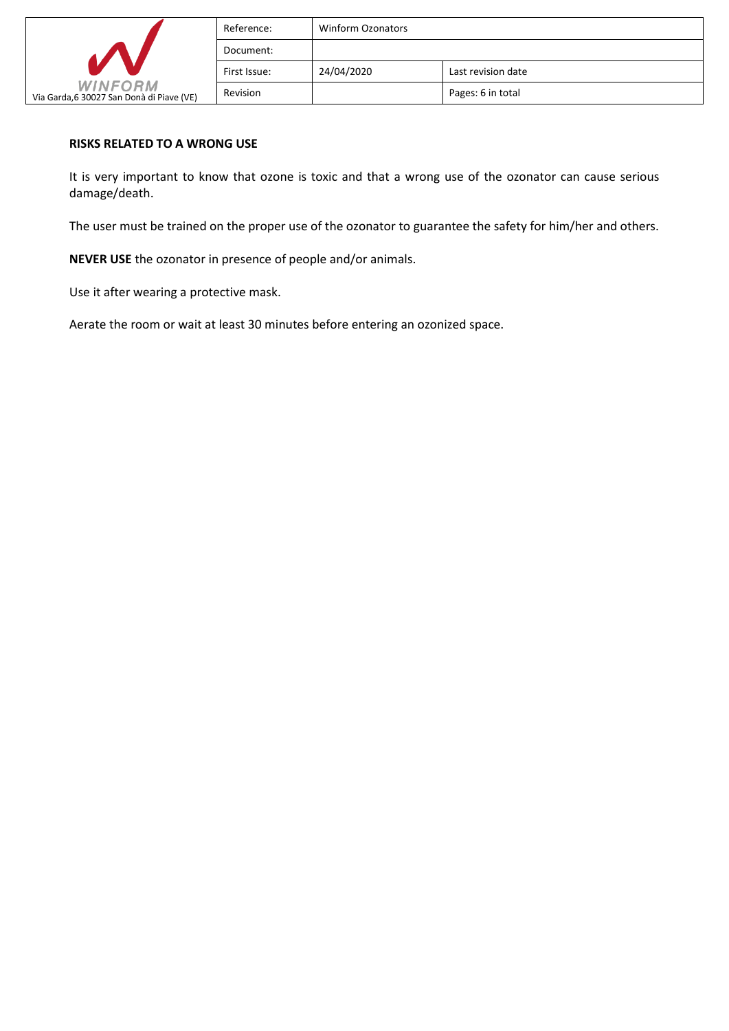**RISKS RELATED TO A WRONG USE**

It is very important to know that ozone is toxic and that a wrong use of the ozonator can cause serious damage/death.

The user must be trained on the proper use of the ozonator to guarantee the safety for him/her and others.

**NEVER USE** the ozonator in presence of people and/or animals.

Use it after wearing a protective mask.

Aerate the room or wait at least 30 minutes before entering an ozonized space.